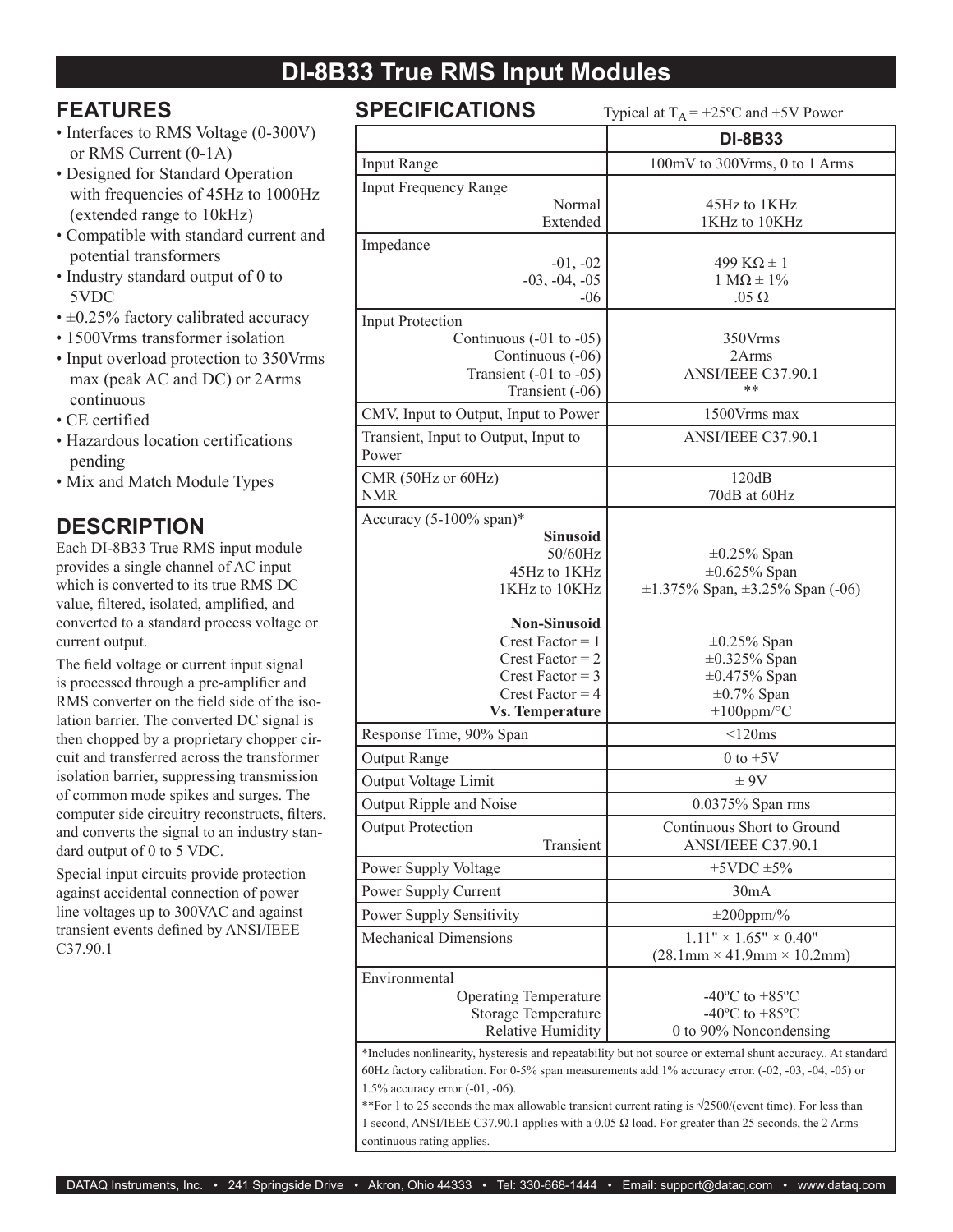# DI-8B33 True RMS Input Modules

## FEATURES

- Interfaces to RMS Voltage (0-300V) or RMS Current (0-1A)
- Designed for Standard Operation with frequencies of 45Hz to 1000Hz (extended range to 10kHz)
- Compatible with standard current and potential transformers
- Industry standard output of 0 to 5VDC
- ±0.25% factory calibrated accuracy
- 1500Vrms transformer isolation
- Input overload protection to 350Vrms max (peak AC and DC) or 2Arms continuous
- CE certified
- Hazardous location certifications pending
- Mix and Match Module Types

## DESCRIPTION

Each DI-8B33 True RMS input module provides a single channel of AC input which is converted to its true RMS DC value, filtered, isolated, amplified, and converted to a standard process voltage or current output.

The field voltage or current input signal is processed through a pre-amplifier and RMS converter on the field side of the isolation barrier. The converted DC signal is then chopped by a proprietary chopper circuit and transferred across the transformer isolation barrier, suppressing transmission of common mode spikes and surges. The computer side circuitry reconstructs, filters, and converts the signal to an industry standard output of 0 to 5 VDC.

Special input circuits provide protection against accidental connection of power line voltages up to 300VAC and against transient events defined by ANSI/IEEE C37.90.1

## SPECIFICATIONS

Typical at $T_A$ = +25ºC and +5V Power

| | DI-8B33 |
|---|---|
| Input Range | 100mV to 300Vrms, 0 to 1 Arms |
| Input Frequency Range | |
| Normal | 45Hz to 1KHz |
| Extended | 1KHz to 10KHz |
| Impedance | |
| -01, -02 | 499 KΩ ± 1 |
| -03, -04, -05 | 1 MΩ ± 1% |
| -06 | .05 Ω |
| Input Protection | |
| Continuous (-01 to -05) | 350Vrms |
| Continuous (-06) | 2Arms |
| Transient (-01 to -05) | ANSI/IEEE C37.90.1 |
| Transient (-06) | ** |
| CMV, Input to Output, Input to Power | 1500Vrms max |
| Transient, Input to Output, Input to Power | ANSI/IEEE C37.90.1 |
| CMR (50Hz or 60Hz) | 120dB |
| NMR | 70dB at 60Hz |
| Accuracy (5-100% span)* | |
| **Sinusoid** | |
| 50/60Hz | ±0.25% Span |
| 45Hz to 1KHz | ±0.625% Span |
| 1KHz to 10KHz | ±1.375% Span, ±3.25% Span (-06) |
| **Non-Sinusoid** | |
| Crest Factor = 1 | ±0.25% Span |
| Crest Factor = 2 | ±0.325% Span |
| Crest Factor = 3 | ±0.475% Span |
| Crest Factor = 4 | ±0.7% Span |
| **Vs. Temperature** | ±100ppm/°C |
| Response Time, 90% Span | <120ms |
| Output Range | 0 to +5V |
| Output Voltage Limit | ± 9V |
| Output Ripple and Noise | 0.0375% Span rms |
| Output Protection | Continuous Short to Ground |
| Transient | ANSI/IEEE C37.90.1 |
| Power Supply Voltage | +5VDC ±5% |
| Power Supply Current | 30mA |
| Power Supply Sensitivity | ±200ppm/% |
| Mechanical Dimensions | 1.11" × 1.65" × 0.40" (28.1mm × 41.9mm × 10.2mm) |
| Environmental | |
| Operating Temperature | -40ºC to +85ºC |
| Storage Temperature | -40ºC to +85ºC |
| Relative Humidity | 0 to 90% Noncondensing |

*Includes nonlinearity, hysteresis and repeatability but not source or external shunt accuracy.. At standard 60Hz factory calibration. For 0-5% span measurements add 1% accuracy error. (-02, -03, -04, -05) or 1.5% accuracy error (-01, -06).

**For 1 to 25 seconds the max allowable transient current rating is $\sqrt{2500/(\text{event time})}$. For less than 1 second, ANSI/IEEE C37.90.1 applies with a 0.05 Ω load. For greater than 25 seconds, the 2 Arms continuous rating applies.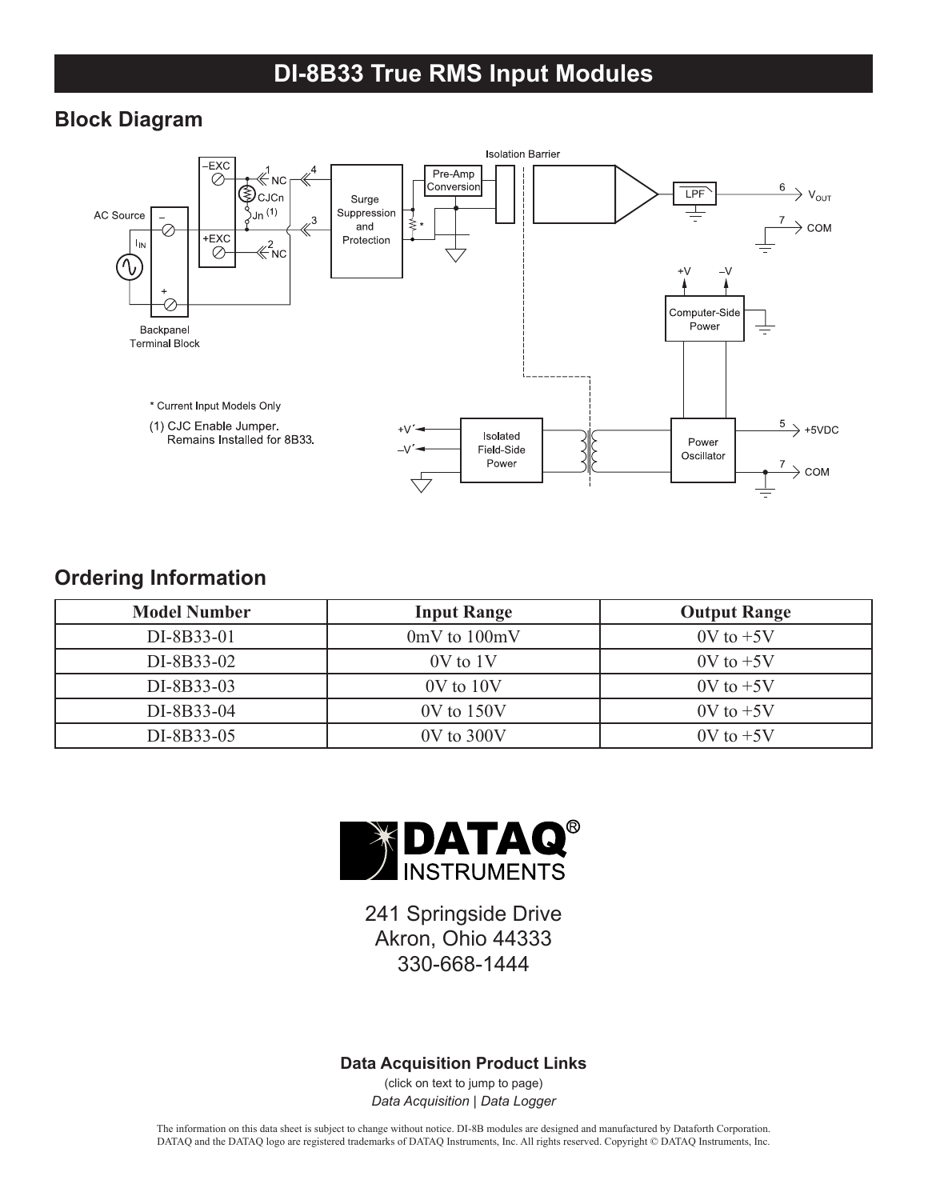# DI-8B33 True RMS Input Modules

## Block Diagram

Isolation Barrier

–EXC
1 NC
CJCn
Jn (1)
+EXC
2 NC
4
3
AC Source
$I_{IN}$
–
+
Backpanel Terminal Block
Surge Suppression and Protection
Pre-Amp Conversion
*
LPF
6 $V_{OUT}$
7 COM
+V –V
Computer-Side Power
+V´
–V´
Isolated Field-Side Power
Power Oscillator
5 +5VDC
7 COM

\* Current Input Models Only

(1) CJC Enable Jumper. Remains Installed for 8B33.

## Ordering Information

| Model Number | Input Range | Output Range |
|---|---|---|
| DI-8B33-01 | 0mV to 100mV | 0V to +5V |
| DI-8B33-02 | 0V to 1V | 0V to +5V |
| DI-8B33-03 | 0V to 10V | 0V to +5V |
| DI-8B33-04 | 0V to 150V | 0V to +5V |
| DI-8B33-05 | 0V to 300V | 0V to +5V |

DATAQ® INSTRUMENTS

241 Springside Drive
Akron, Ohio 44333
330-668-1444

**Data Acquisition Product Links**

(click on text to jump to page)

*Data Acquisition | Data Logger*

The information on this data sheet is subject to change without notice. DI-8B modules are designed and manufactured by Dataforth Corporation. DATAQ and the DATAQ logo are registered trademarks of DATAQ Instruments, Inc. All rights reserved. Copyright © DATAQ Instruments, Inc.